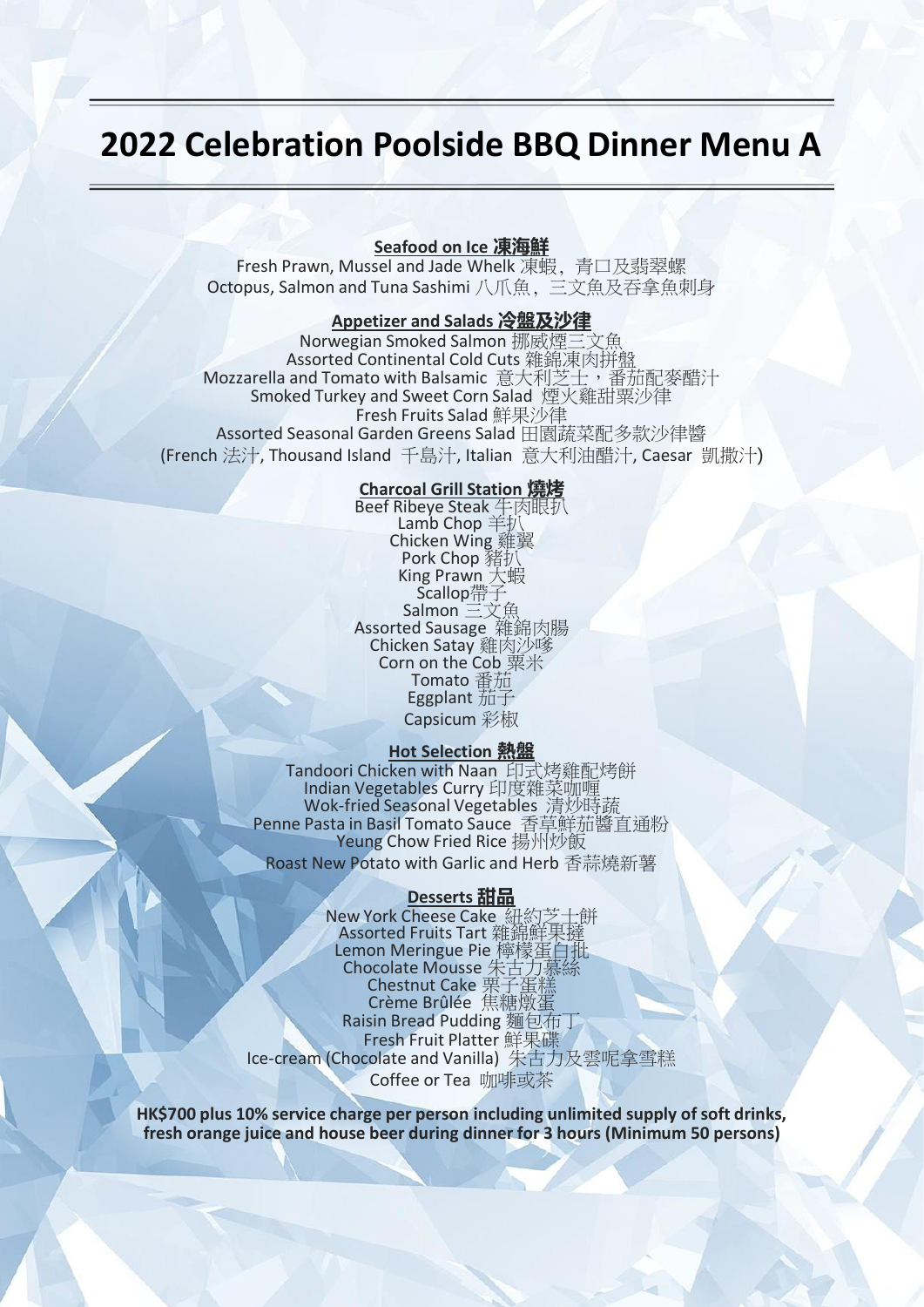# 2022 Celebration Poolside BBQ Dinner Menu A

**Seafood on Ice 凍海鮮**

Fresh Prawn, Mussel and Jade Whelk 凍蝦，青口及翡翠螺
Octopus, Salmon and Tuna Sashimi 八爪魚，三文魚及吞拿魚刺身

**Appetizer and Salads 冷盤及沙律**

Norwegian Smoked Salmon 挪威煙三文魚
Assorted Continental Cold Cuts 雜錦凍肉拼盤
Mozzarella and Tomato with Balsamic 意大利芝士，番茄配麥醋汁
Smoked Turkey and Sweet Corn Salad 煙火雞甜粟沙律
Fresh Fruits Salad 鮮果沙律
Assorted Seasonal Garden Greens Salad 田園蔬菜配多款沙律醬
(French 法汁, Thousand Island 千島汁, Italian 意大利油醋汁, Caesar 凱撒汁)

**Charcoal Grill Station 燒烤**

Beef Ribeye Steak 牛肉眼扒
Lamb Chop 羊扒
Chicken Wing 雞翼
Pork Chop 豬扒
King Prawn 大蝦
Scallop帶子
Salmon 三文魚
Assorted Sausage 雜錦肉腸
Chicken Satay 雞肉沙嗲
Corn on the Cob 粟米
Tomato 番茄
Eggplant 茄子
Capsicum 彩椒

**Hot Selection 熱盤**

Tandoori Chicken with Naan 印式烤雞配烤餅
Indian Vegetables Curry 印度雜菜咖喱
Wok-fried Seasonal Vegetables 清炒時蔬
Penne Pasta in Basil Tomato Sauce 香草鮮茄醬直通粉
Yeung Chow Fried Rice 揚州炒飯
Roast New Potato with Garlic and Herb 香蒜燒新薯

**Desserts 甜品**

New York Cheese Cake 紐約芝士餅
Assorted Fruits Tart 雜錦鮮果撻
Lemon Meringue Pie 檸檬蛋白批
Chocolate Mousse 朱古力慕絲
Chestnut Cake 栗子蛋糕
Crème Brûlée 焦糖燉蛋
Raisin Bread Pudding 麵包布丁
Fresh Fruit Platter 鮮果碟
Ice-cream (Chocolate and Vanilla) 朱古力及雲呢拿雪糕
Coffee or Tea 咖啡或茶

**HK$700 plus 10% service charge per person including unlimited supply of soft drinks, fresh orange juice and house beer during dinner for 3 hours (Minimum 50 persons)**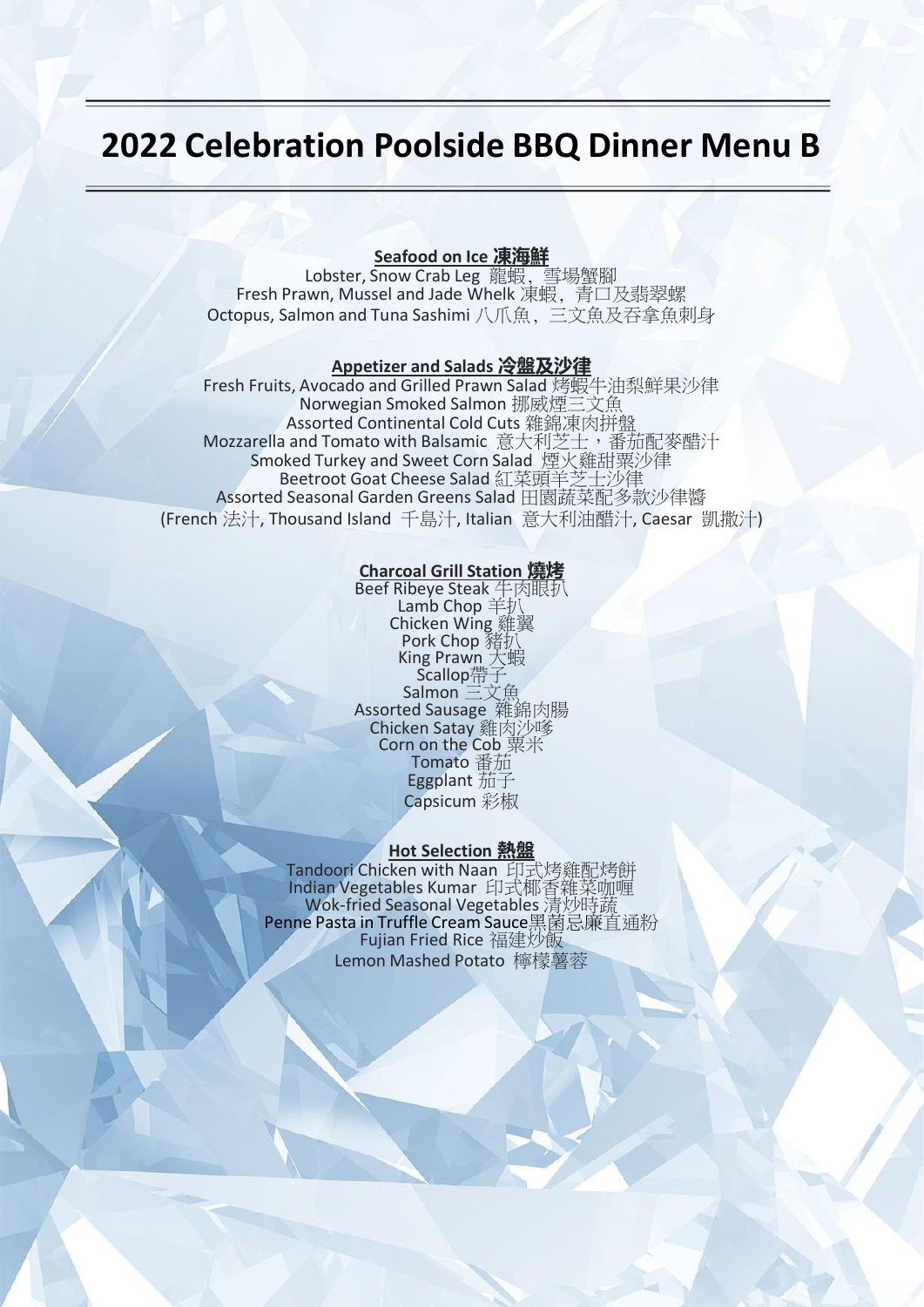# 2022 Celebration Poolside BBQ Dinner Menu B

**Seafood on Ice 凍海鮮**

Lobster, Snow Crab Leg 龍蝦、雪場蟹腳
Fresh Prawn, Mussel and Jade Whelk 凍蝦，青口及翡翠螺
Octopus, Salmon and Tuna Sashimi 八爪魚，三文魚及吞拿魚刺身

**Appetizer and Salads 冷盤及沙律**

Fresh Fruits, Avocado and Grilled Prawn Salad 烤蝦牛油梨鮮果沙律
Norwegian Smoked Salmon 挪威煙三文魚
Assorted Continental Cold Cuts 雜錦凍肉拼盤
Mozzarella and Tomato with Balsamic 意大利芝士，番茄配麥醋汁
Smoked Turkey and Sweet Corn Salad 煙火雞甜粟沙律
Beetroot Goat Cheese Salad 紅菜頭羊芝士沙律
Assorted Seasonal Garden Greens Salad 田園蔬菜配多款沙律醬
(French 法汁, Thousand Island 千島汁, Italian 意大利油醋汁, Caesar 凱撒汁)

**Charcoal Grill Station 燒烤**

Beef Ribeye Steak 牛肉眼扒
Lamb Chop 羊扒
Chicken Wing 雞翼
Pork Chop 豬扒
King Prawn 大蝦
Scallop帶子
Salmon 三文魚
Assorted Sausage 雜錦肉腸
Chicken Satay 雞肉沙嗲
Corn on the Cob 粟米
Tomato 番茄
Eggplant 茄子
Capsicum 彩椒

**Hot Selection 熱盤**

Tandoori Chicken with Naan 印式烤雞配烤餅
Indian Vegetables Kumar 印式椰香雜菜咖喱
Wok-fried Seasonal Vegetables 清炒時蔬
Penne Pasta in Truffle Cream Sauce黑菌忌廉直通粉
Fujian Fried Rice 福建炒飯
Lemon Mashed Potato 檸檬薯蓉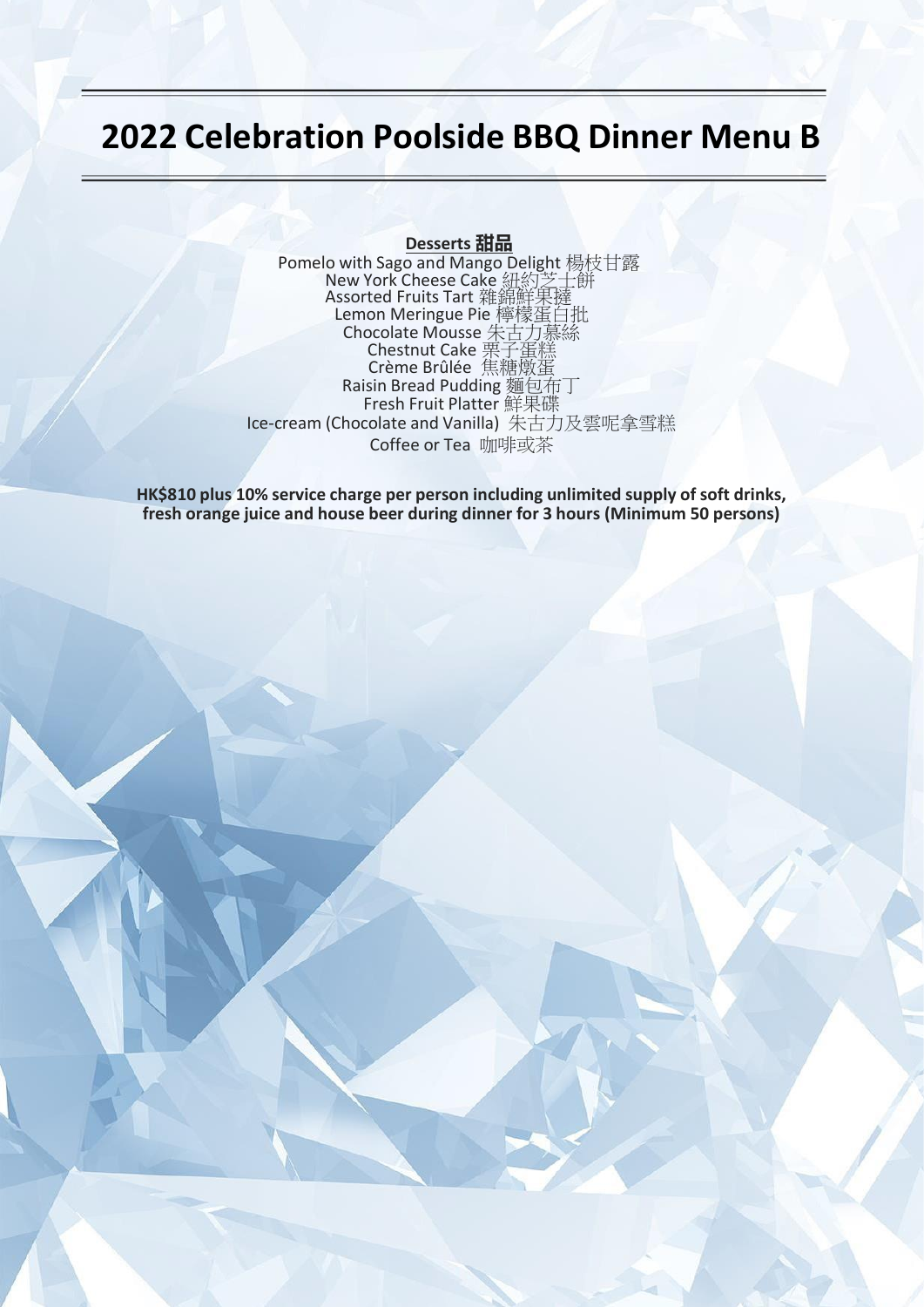# 2022 Celebration Poolside BBQ Dinner Menu B

**Desserts 甜品**

Pomelo with Sago and Mango Delight 楊枝甘露
New York Cheese Cake 紐約芝士餅
Assorted Fruits Tart 雜錦鮮果撻
Lemon Meringue Pie 檸檬蛋白批
Chocolate Mousse 朱古力慕絲
Chestnut Cake 栗子蛋糕
Crème Brûlée 焦糖燉蛋
Raisin Bread Pudding 麵包布丁
Fresh Fruit Platter 鮮果碟
Ice-cream (Chocolate and Vanilla) 朱古力及雲呢拿雪糕
Coffee or Tea 咖啡或茶

**HK$810 plus 10% service charge per person including unlimited supply of soft drinks, fresh orange juice and house beer during dinner for 3 hours (Minimum 50 persons)**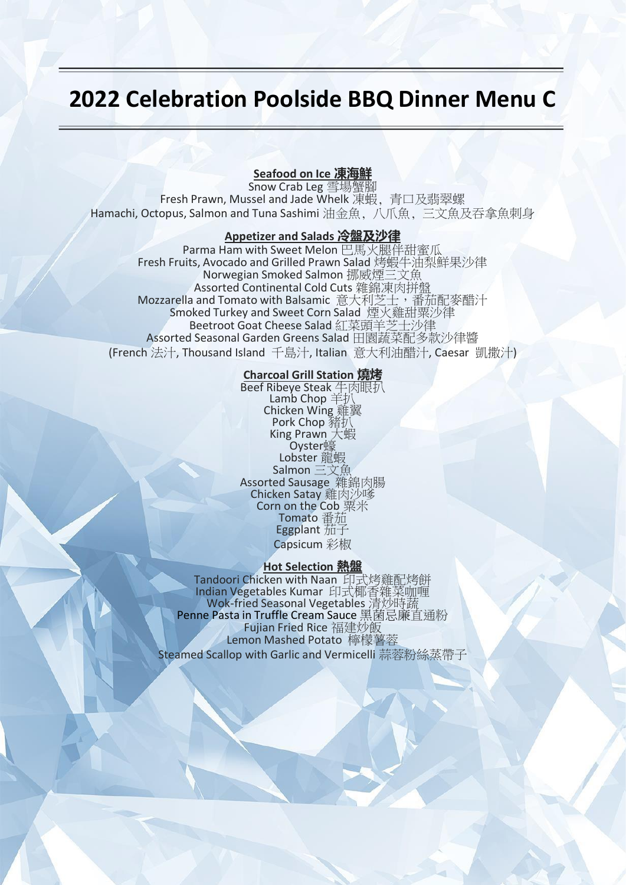# 2022 Celebration Poolside BBQ Dinner Menu C

## Seafood on Ice 凍海鮮

Snow Crab Leg 雪場蟹腳
Fresh Prawn, Mussel and Jade Whelk 凍蝦，青口及翡翠螺
Hamachi, Octopus, Salmon and Tuna Sashimi 油金魚，八爪魚，三文魚及吞拿魚刺身

## Appetizer and Salads 冷盤及沙律

Parma Ham with Sweet Melon 巴馬火腿伴甜蜜瓜
Fresh Fruits, Avocado and Grilled Prawn Salad 烤蝦牛油梨鮮果沙律
Norwegian Smoked Salmon 挪威煙三文魚
Assorted Continental Cold Cuts 雜錦凍肉拼盤
Mozzarella and Tomato with Balsamic 意大利芝士，番茄配麥醋汁
Smoked Turkey and Sweet Corn Salad 煙火雞甜粟沙律
Beetroot Goat Cheese Salad 紅菜頭羊芝士沙律
Assorted Seasonal Garden Greens Salad 田園蔬菜配多款沙律醬
(French 法汁, Thousand Island 千島汁, Italian 意大利油醋汁, Caesar 凱撒汁)

## Charcoal Grill Station 燒烤

Beef Ribeye Steak 牛肉眼扒
Lamb Chop 羊扒
Chicken Wing 雞翼
Pork Chop 豬扒
King Prawn 大蝦
Oyster蠔
Lobster 龍蝦
Salmon 三文魚
Assorted Sausage 雜錦肉腸
Chicken Satay 雞肉沙嗲
Corn on the Cob 粟米
Tomato 番茄
Eggplant 茄子
Capsicum 彩椒

## Hot Selection 熱盤

Tandoori Chicken with Naan 印式烤雞配烤餅
Indian Vegetables Kumar 印式椰香雜菜咖喱
Wok-fried Seasonal Vegetables 清炒時蔬
Penne Pasta in Truffle Cream Sauce 黑菌忌廉直通粉
Fujian Fried Rice 福建炒飯
Lemon Mashed Potato 檸檬薯蓉
Steamed Scallop with Garlic and Vermicelli 蒜蓉粉絲蒸帶子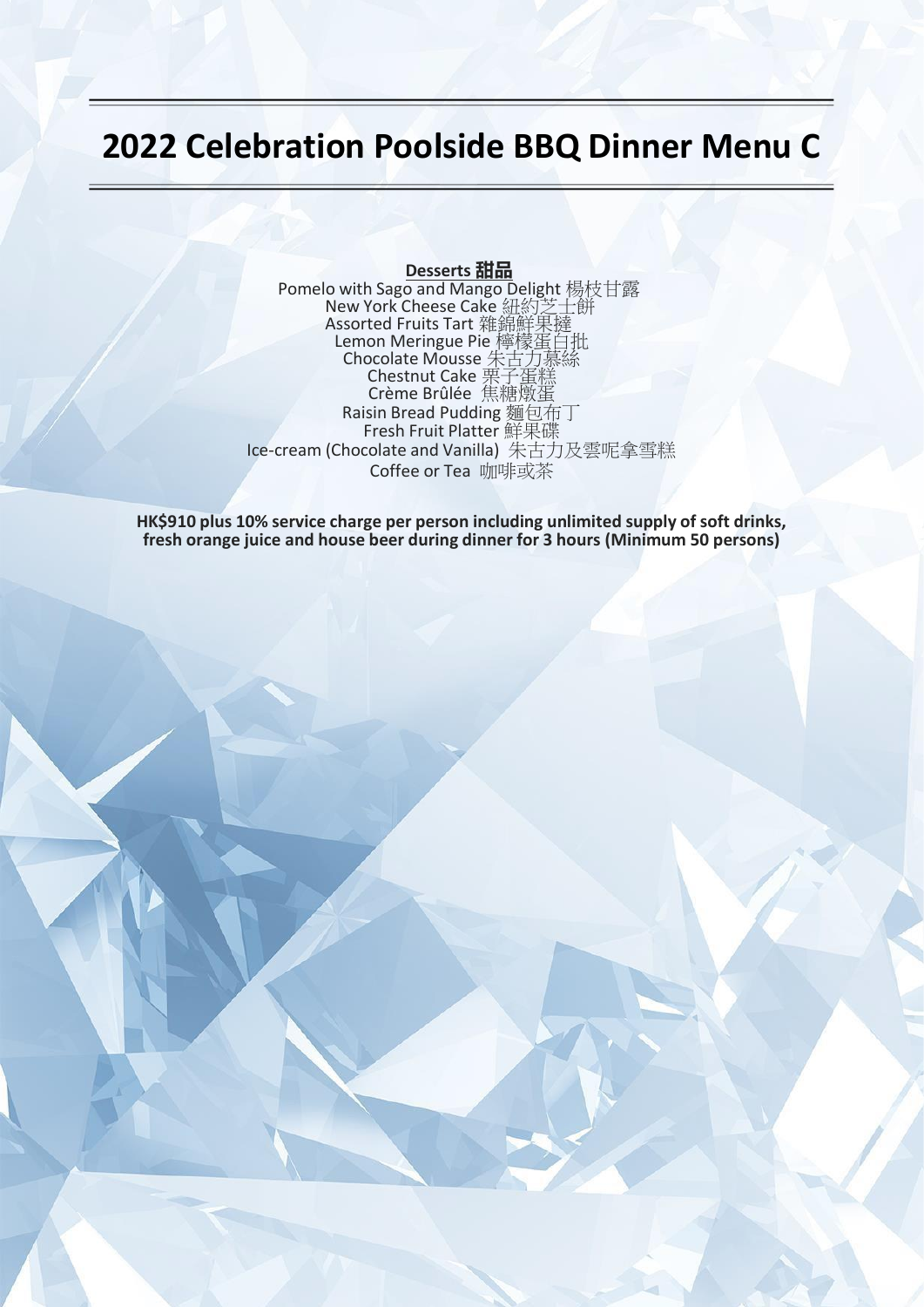# 2022 Celebration Poolside BBQ Dinner Menu C

**Desserts 甜品**

Pomelo with Sago and Mango Delight 楊枝甘露
New York Cheese Cake 紐約芝士餅
Assorted Fruits Tart 雜錦鮮果撻
Lemon Meringue Pie 檸檬蛋白批
Chocolate Mousse 朱古力慕絲
Chestnut Cake 栗子蛋糕
Crème Brûlée 焦糖燉蛋
Raisin Bread Pudding 麵包布丁
Fresh Fruit Platter 鮮果碟
Ice-cream (Chocolate and Vanilla) 朱古力及雲呢拿雪糕
Coffee or Tea 咖啡或茶

**HK$910 plus 10% service charge per person including unlimited supply of soft drinks, fresh orange juice and house beer during dinner for 3 hours (Minimum 50 persons)**